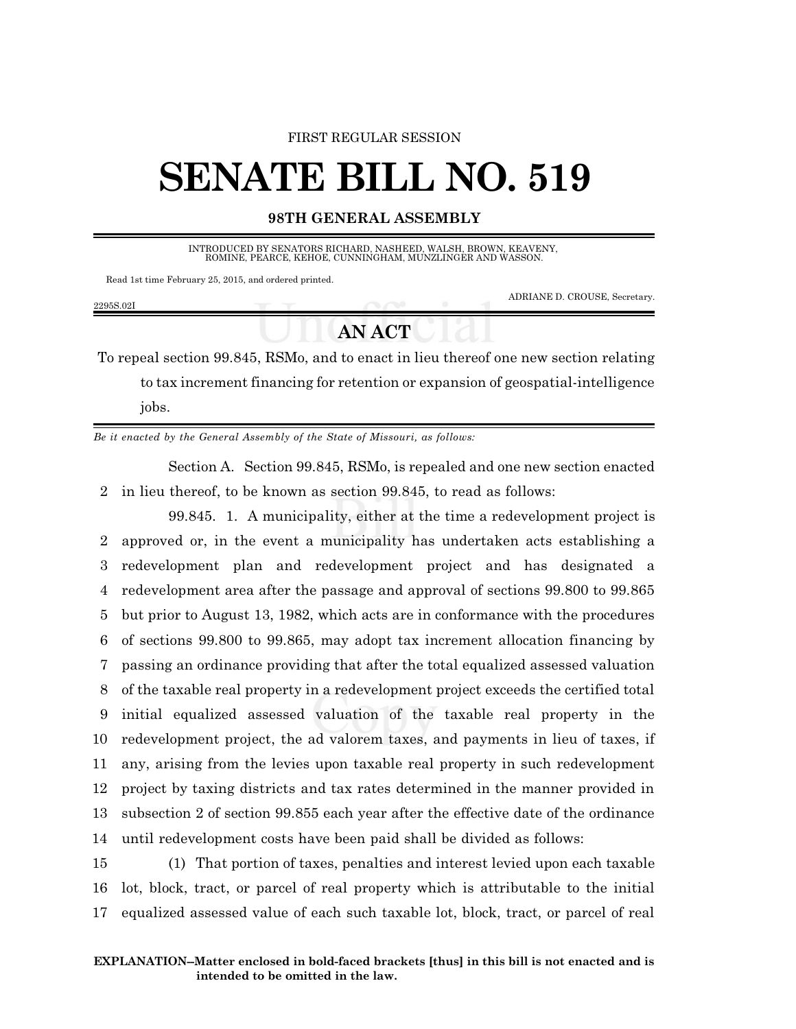FIRST REGULAR SESSION

# SENATE BILL NO. 519

**98TH GENERAL ASSEMBLY**

INTRODUCED BY SENATORS RICHARD, NASHEED, WALSH, BROWN, KEAVENY, ROMINE, PEARCE, KEHOE, CUNNINGHAM, MUNZLINGER AND WASSON.

Read 1st time February 25, 2015, and ordered printed.

ADRIANE D. CROUSE, Secretary.

2295S.02I

## AN ACT

To repeal section 99.845, RSMo, and to enact in lieu thereof one new section relating to tax increment financing for retention or expansion of geospatial-intelligence jobs.

*Be it enacted by the General Assembly of the State of Missouri, as follows:*

Section A. Section 99.845, RSMo, is repealed and one new section enacted in lieu thereof, to be known as section 99.845, to read as follows:

99.845. 1. A municipality, either at the time a redevelopment project is approved or, in the event a municipality has undertaken acts establishing a redevelopment plan and redevelopment project and has designated a redevelopment area after the passage and approval of sections 99.800 to 99.865 but prior to August 13, 1982, which acts are in conformance with the procedures of sections 99.800 to 99.865, may adopt tax increment allocation financing by passing an ordinance providing that after the total equalized assessed valuation of the taxable real property in a redevelopment project exceeds the certified total initial equalized assessed valuation of the taxable real property in the redevelopment project, the ad valorem taxes, and payments in lieu of taxes, if any, arising from the levies upon taxable real property in such redevelopment project by taxing districts and tax rates determined in the manner provided in subsection 2 of section 99.855 each year after the effective date of the ordinance until redevelopment costs have been paid shall be divided as follows:

(1) That portion of taxes, penalties and interest levied upon each taxable lot, block, tract, or parcel of real property which is attributable to the initial equalized assessed value of each such taxable lot, block, tract, or parcel of real

**EXPLANATION–Matter enclosed in bold-faced brackets [thus] in this bill is not enacted and is intended to be omitted in the law.**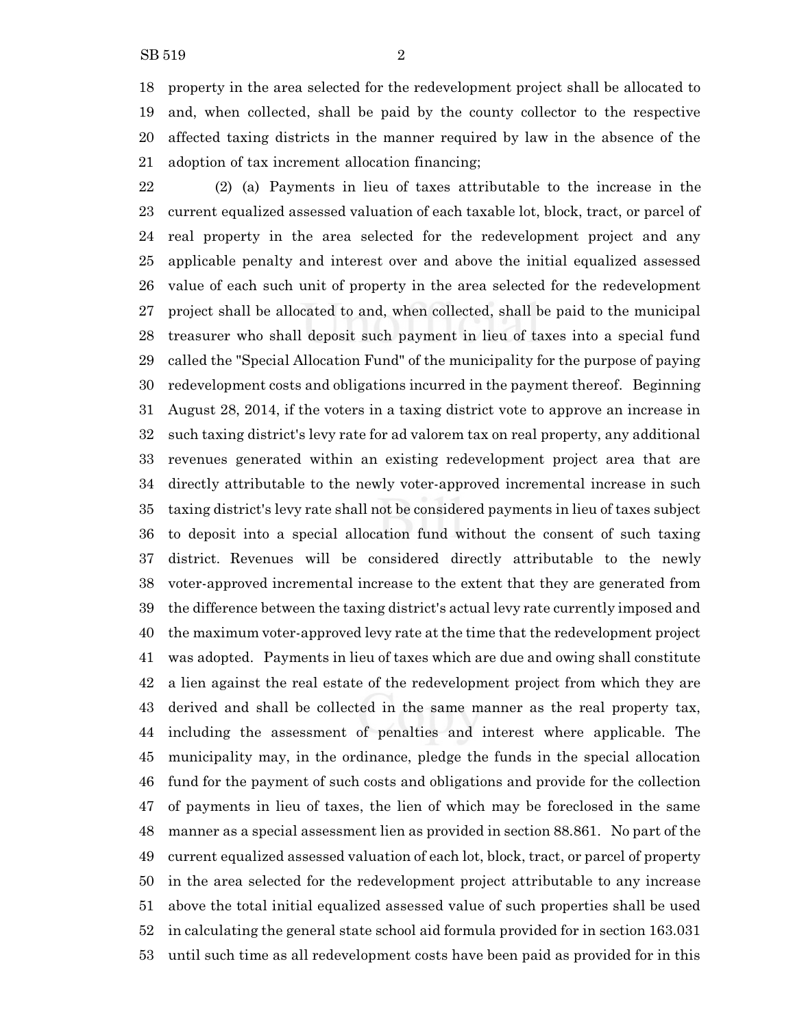property in the area selected for the redevelopment project shall be allocated to and, when collected, shall be paid by the county collector to the respective affected taxing districts in the manner required by law in the absence of the adoption of tax increment allocation financing;

(2) (a) Payments in lieu of taxes attributable to the increase in the current equalized assessed valuation of each taxable lot, block, tract, or parcel of real property in the area selected for the redevelopment project and any applicable penalty and interest over and above the initial equalized assessed value of each such unit of property in the area selected for the redevelopment project shall be allocated to and, when collected, shall be paid to the municipal treasurer who shall deposit such payment in lieu of taxes into a special fund called the "Special Allocation Fund" of the municipality for the purpose of paying redevelopment costs and obligations incurred in the payment thereof. Beginning August 28, 2014, if the voters in a taxing district vote to approve an increase in such taxing district's levy rate for ad valorem tax on real property, any additional revenues generated within an existing redevelopment project area that are directly attributable to the newly voter-approved incremental increase in such taxing district's levy rate shall not be considered payments in lieu of taxes subject to deposit into a special allocation fund without the consent of such taxing district. Revenues will be considered directly attributable to the newly voter-approved incremental increase to the extent that they are generated from the difference between the taxing district's actual levy rate currently imposed and the maximum voter-approved levy rate at the time that the redevelopment project was adopted. Payments in lieu of taxes which are due and owing shall constitute a lien against the real estate of the redevelopment project from which they are derived and shall be collected in the same manner as the real property tax, including the assessment of penalties and interest where applicable. The municipality may, in the ordinance, pledge the funds in the special allocation fund for the payment of such costs and obligations and provide for the collection of payments in lieu of taxes, the lien of which may be foreclosed in the same manner as a special assessment lien as provided in section 88.861. No part of the current equalized assessed valuation of each lot, block, tract, or parcel of property in the area selected for the redevelopment project attributable to any increase above the total initial equalized assessed value of such properties shall be used in calculating the general state school aid formula provided for in section 163.031 until such time as all redevelopment costs have been paid as provided for in this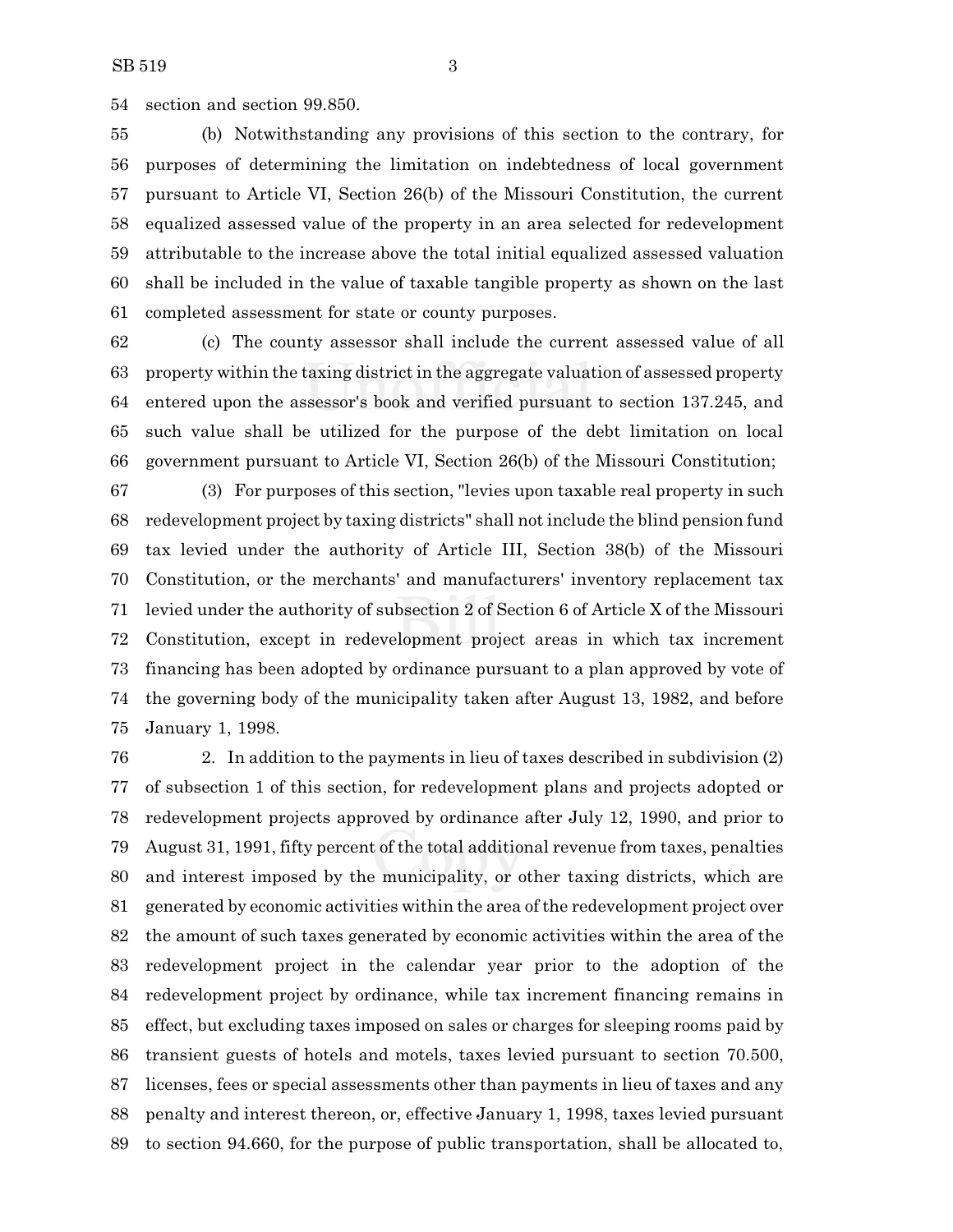section and section 99.850.

(b) Notwithstanding any provisions of this section to the contrary, for purposes of determining the limitation on indebtedness of local government pursuant to Article VI, Section 26(b) of the Missouri Constitution, the current equalized assessed value of the property in an area selected for redevelopment attributable to the increase above the total initial equalized assessed valuation shall be included in the value of taxable tangible property as shown on the last completed assessment for state or county purposes.

(c) The county assessor shall include the current assessed value of all property within the taxing district in the aggregate valuation of assessed property entered upon the assessor's book and verified pursuant to section 137.245, and such value shall be utilized for the purpose of the debt limitation on local government pursuant to Article VI, Section 26(b) of the Missouri Constitution;

(3) For purposes of this section, "levies upon taxable real property in such redevelopment project by taxing districts" shall not include the blind pension fund tax levied under the authority of Article III, Section 38(b) of the Missouri Constitution, or the merchants' and manufacturers' inventory replacement tax levied under the authority of subsection 2 of Section 6 of Article X of the Missouri Constitution, except in redevelopment project areas in which tax increment financing has been adopted by ordinance pursuant to a plan approved by vote of the governing body of the municipality taken after August 13, 1982, and before January 1, 1998.

2. In addition to the payments in lieu of taxes described in subdivision (2) of subsection 1 of this section, for redevelopment plans and projects adopted or redevelopment projects approved by ordinance after July 12, 1990, and prior to August 31, 1991, fifty percent of the total additional revenue from taxes, penalties and interest imposed by the municipality, or other taxing districts, which are generated by economic activities within the area of the redevelopment project over the amount of such taxes generated by economic activities within the area of the redevelopment project in the calendar year prior to the adoption of the redevelopment project by ordinance, while tax increment financing remains in effect, but excluding taxes imposed on sales or charges for sleeping rooms paid by transient guests of hotels and motels, taxes levied pursuant to section 70.500, licenses, fees or special assessments other than payments in lieu of taxes and any penalty and interest thereon, or, effective January 1, 1998, taxes levied pursuant to section 94.660, for the purpose of public transportation, shall be allocated to,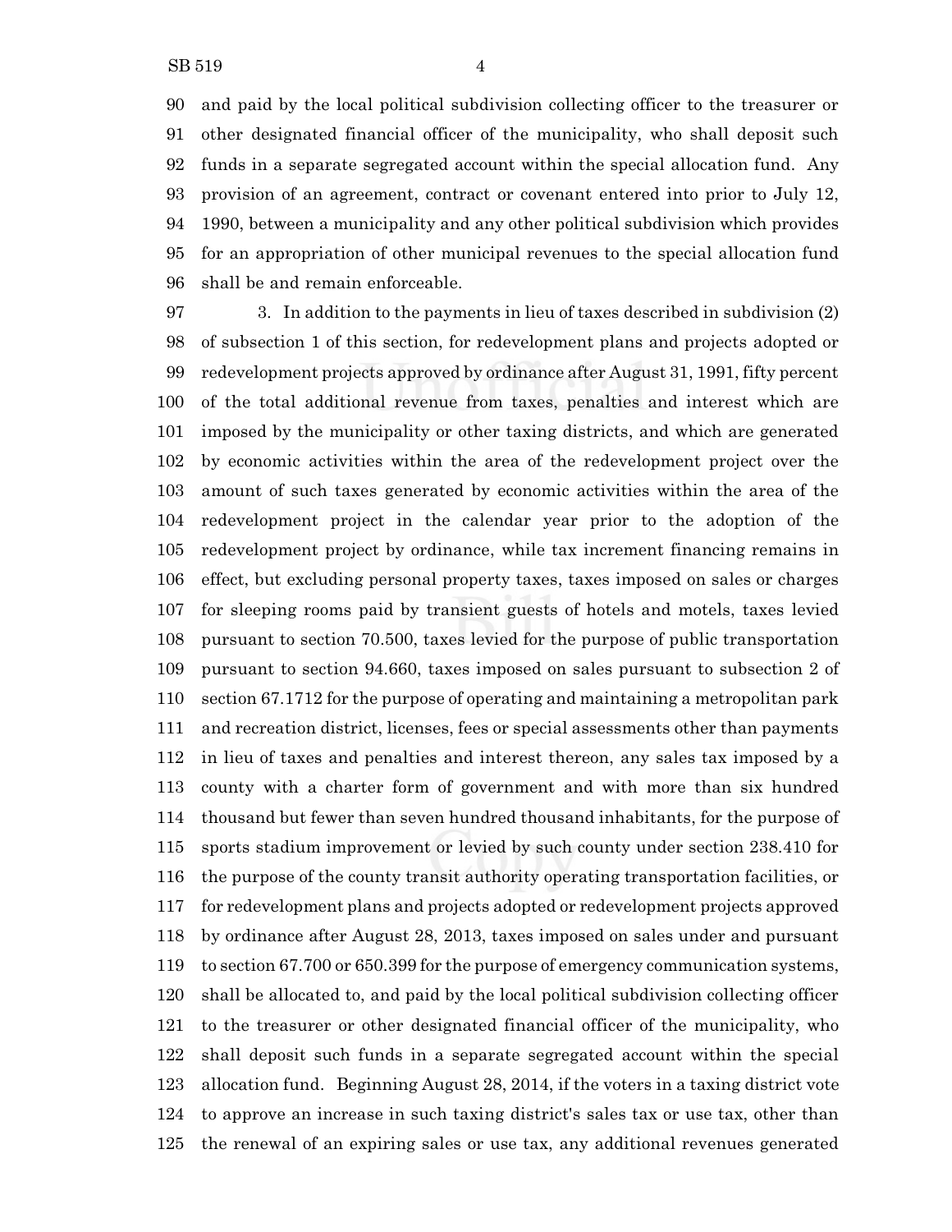and paid by the local political subdivision collecting officer to the treasurer or other designated financial officer of the municipality, who shall deposit such funds in a separate segregated account within the special allocation fund. Any provision of an agreement, contract or covenant entered into prior to July 12, 1990, between a municipality and any other political subdivision which provides for an appropriation of other municipal revenues to the special allocation fund shall be and remain enforceable.

3. In addition to the payments in lieu of taxes described in subdivision (2) of subsection 1 of this section, for redevelopment plans and projects adopted or redevelopment projects approved by ordinance after August 31, 1991, fifty percent of the total additional revenue from taxes, penalties and interest which are imposed by the municipality or other taxing districts, and which are generated by economic activities within the area of the redevelopment project over the amount of such taxes generated by economic activities within the area of the redevelopment project in the calendar year prior to the adoption of the redevelopment project by ordinance, while tax increment financing remains in effect, but excluding personal property taxes, taxes imposed on sales or charges for sleeping rooms paid by transient guests of hotels and motels, taxes levied pursuant to section 70.500, taxes levied for the purpose of public transportation pursuant to section 94.660, taxes imposed on sales pursuant to subsection 2 of section 67.1712 for the purpose of operating and maintaining a metropolitan park and recreation district, licenses, fees or special assessments other than payments in lieu of taxes and penalties and interest thereon, any sales tax imposed by a county with a charter form of government and with more than six hundred thousand but fewer than seven hundred thousand inhabitants, for the purpose of sports stadium improvement or levied by such county under section 238.410 for the purpose of the county transit authority operating transportation facilities, or for redevelopment plans and projects adopted or redevelopment projects approved by ordinance after August 28, 2013, taxes imposed on sales under and pursuant to section 67.700 or 650.399 for the purpose of emergency communication systems, shall be allocated to, and paid by the local political subdivision collecting officer to the treasurer or other designated financial officer of the municipality, who shall deposit such funds in a separate segregated account within the special allocation fund. Beginning August 28, 2014, if the voters in a taxing district vote to approve an increase in such taxing district's sales tax or use tax, other than the renewal of an expiring sales or use tax, any additional revenues generated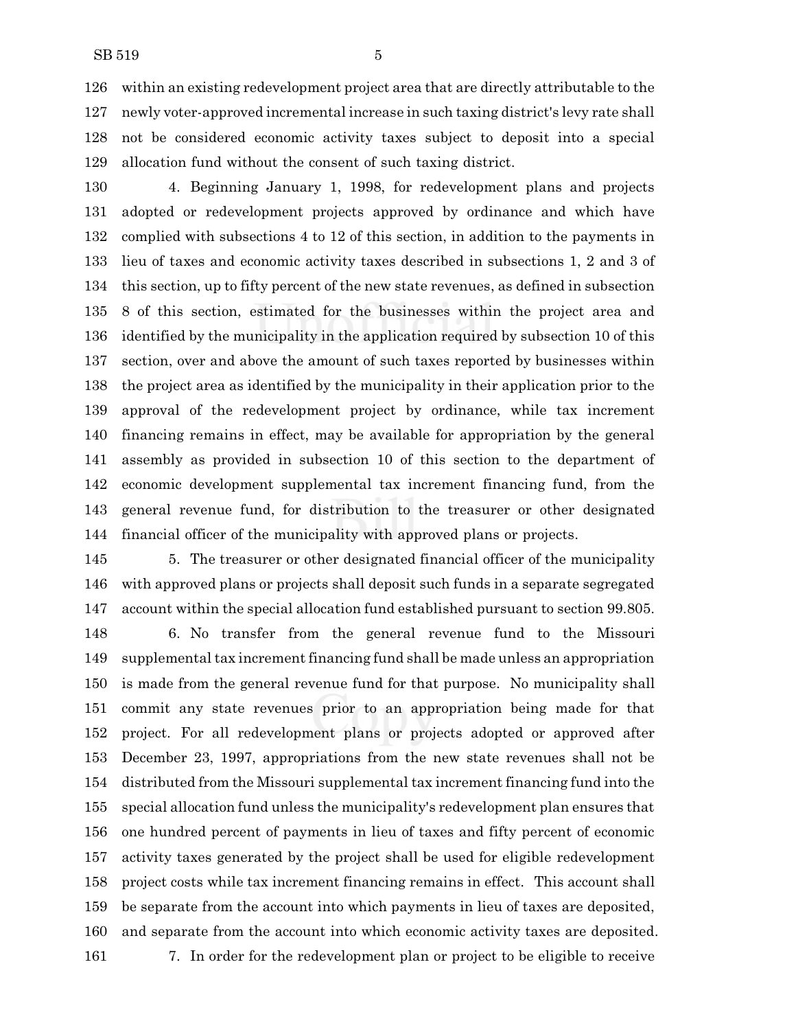within an existing redevelopment project area that are directly attributable to the newly voter-approved incremental increase in such taxing district's levy rate shall not be considered economic activity taxes subject to deposit into a special allocation fund without the consent of such taxing district.

4. Beginning January 1, 1998, for redevelopment plans and projects adopted or redevelopment projects approved by ordinance and which have complied with subsections 4 to 12 of this section, in addition to the payments in lieu of taxes and economic activity taxes described in subsections 1, 2 and 3 of this section, up to fifty percent of the new state revenues, as defined in subsection 8 of this section, estimated for the businesses within the project area and identified by the municipality in the application required by subsection 10 of this section, over and above the amount of such taxes reported by businesses within the project area as identified by the municipality in their application prior to the approval of the redevelopment project by ordinance, while tax increment financing remains in effect, may be available for appropriation by the general assembly as provided in subsection 10 of this section to the department of economic development supplemental tax increment financing fund, from the general revenue fund, for distribution to the treasurer or other designated financial officer of the municipality with approved plans or projects.

5. The treasurer or other designated financial officer of the municipality with approved plans or projects shall deposit such funds in a separate segregated account within the special allocation fund established pursuant to section 99.805.

6. No transfer from the general revenue fund to the Missouri supplemental tax increment financing fund shall be made unless an appropriation is made from the general revenue fund for that purpose. No municipality shall commit any state revenues prior to an appropriation being made for that project. For all redevelopment plans or projects adopted or approved after December 23, 1997, appropriations from the new state revenues shall not be distributed from the Missouri supplemental tax increment financing fund into the special allocation fund unless the municipality's redevelopment plan ensures that one hundred percent of payments in lieu of taxes and fifty percent of economic activity taxes generated by the project shall be used for eligible redevelopment project costs while tax increment financing remains in effect. This account shall be separate from the account into which payments in lieu of taxes are deposited, and separate from the account into which economic activity taxes are deposited.

7. In order for the redevelopment plan or project to be eligible to receive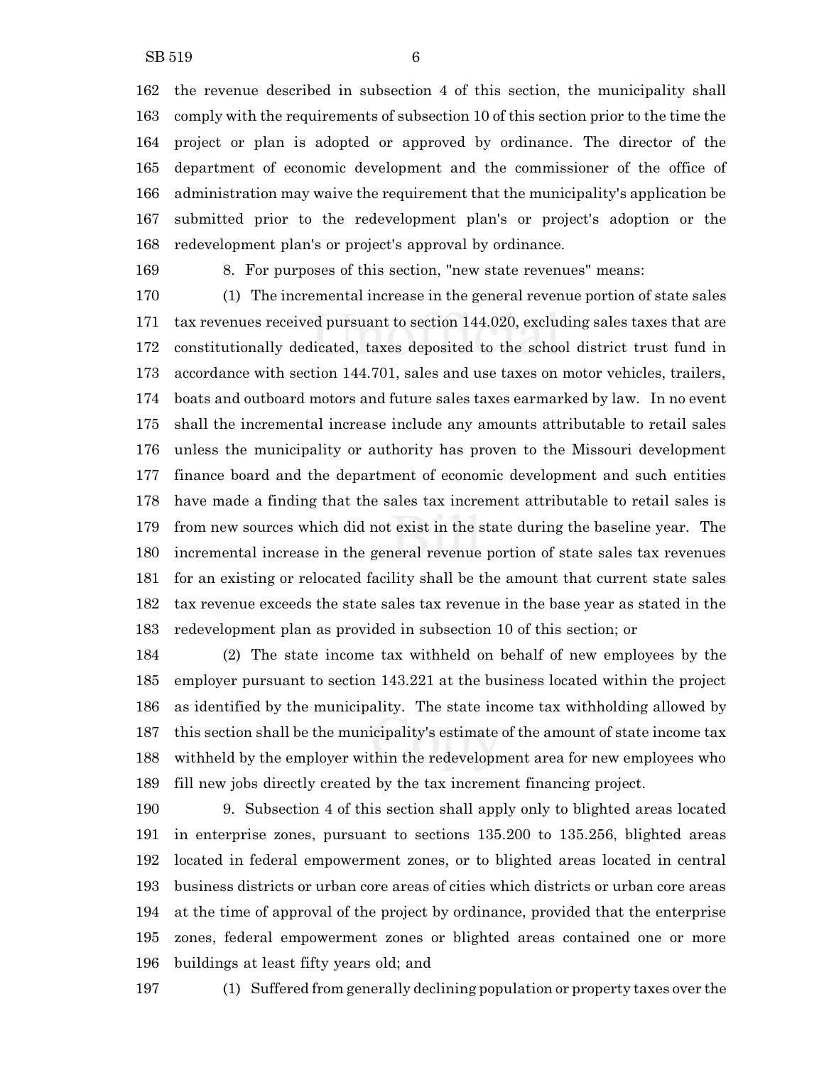the revenue described in subsection 4 of this section, the municipality shall comply with the requirements of subsection 10 of this section prior to the time the project or plan is adopted or approved by ordinance. The director of the department of economic development and the commissioner of the office of administration may waive the requirement that the municipality's application be submitted prior to the redevelopment plan's or project's adoption or the redevelopment plan's or project's approval by ordinance.

8. For purposes of this section, "new state revenues" means:

(1) The incremental increase in the general revenue portion of state sales tax revenues received pursuant to section 144.020, excluding sales taxes that are constitutionally dedicated, taxes deposited to the school district trust fund in accordance with section 144.701, sales and use taxes on motor vehicles, trailers, boats and outboard motors and future sales taxes earmarked by law. In no event shall the incremental increase include any amounts attributable to retail sales unless the municipality or authority has proven to the Missouri development finance board and the department of economic development and such entities have made a finding that the sales tax increment attributable to retail sales is from new sources which did not exist in the state during the baseline year. The incremental increase in the general revenue portion of state sales tax revenues for an existing or relocated facility shall be the amount that current state sales tax revenue exceeds the state sales tax revenue in the base year as stated in the redevelopment plan as provided in subsection 10 of this section; or

(2) The state income tax withheld on behalf of new employees by the employer pursuant to section 143.221 at the business located within the project as identified by the municipality. The state income tax withholding allowed by this section shall be the municipality's estimate of the amount of state income tax withheld by the employer within the redevelopment area for new employees who fill new jobs directly created by the tax increment financing project.

9. Subsection 4 of this section shall apply only to blighted areas located in enterprise zones, pursuant to sections 135.200 to 135.256, blighted areas located in federal empowerment zones, or to blighted areas located in central business districts or urban core areas of cities which districts or urban core areas at the time of approval of the project by ordinance, provided that the enterprise zones, federal empowerment zones or blighted areas contained one or more buildings at least fifty years old; and

(1) Suffered from generally declining population or property taxes over the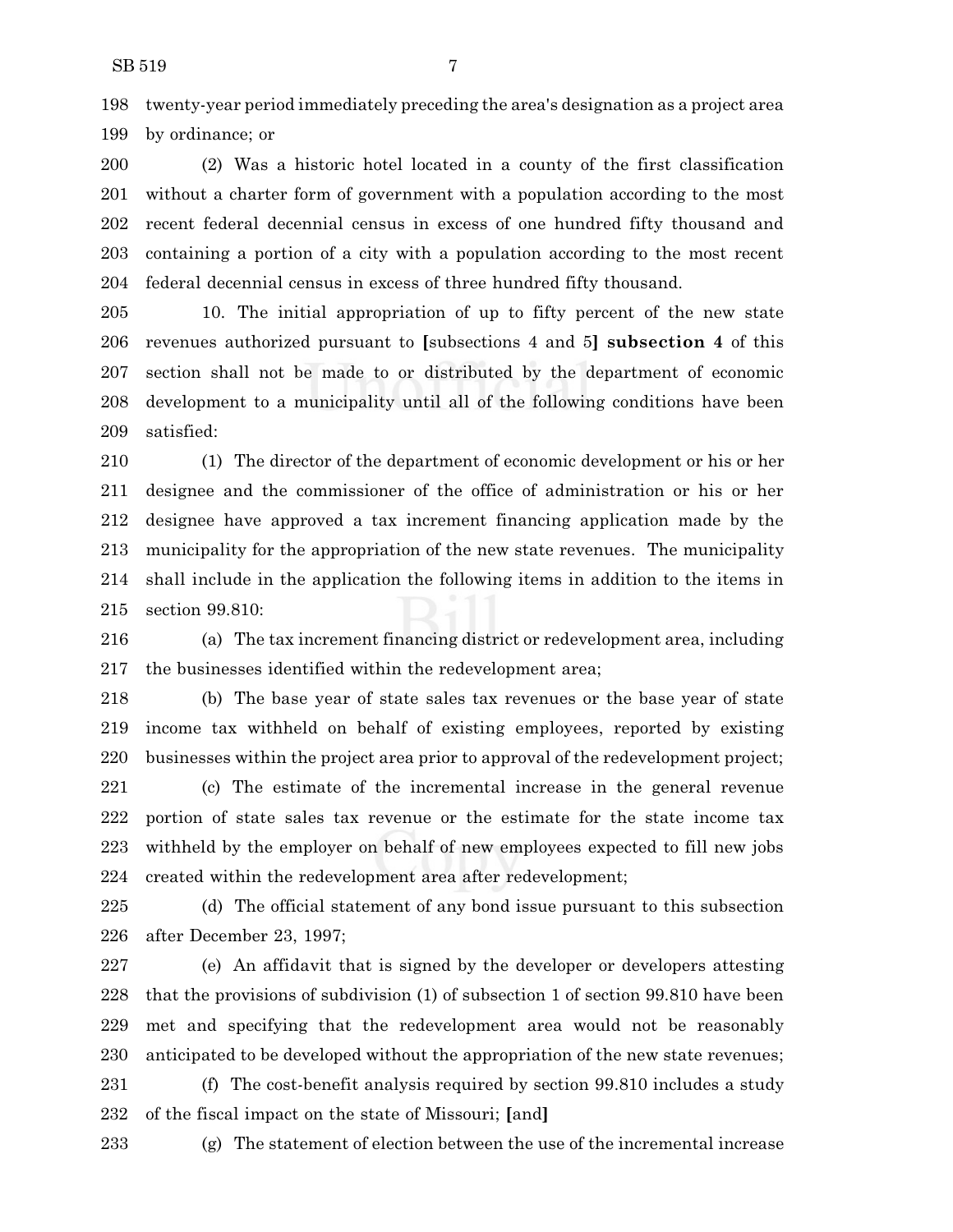twenty-year period immediately preceding the area's designation as a project area by ordinance; or

(2) Was a historic hotel located in a county of the first classification without a charter form of government with a population according to the most recent federal decennial census in excess of one hundred fifty thousand and containing a portion of a city with a population according to the most recent federal decennial census in excess of three hundred fifty thousand.

10. The initial appropriation of up to fifty percent of the new state revenues authorized pursuant to [subsections 4 and 5] **subsection 4** of this section shall not be made to or distributed by the department of economic development to a municipality until all of the following conditions have been satisfied:

(1) The director of the department of economic development or his or her designee and the commissioner of the office of administration or his or her designee have approved a tax increment financing application made by the municipality for the appropriation of the new state revenues. The municipality shall include in the application the following items in addition to the items in section 99.810:

(a) The tax increment financing district or redevelopment area, including the businesses identified within the redevelopment area;

(b) The base year of state sales tax revenues or the base year of state income tax withheld on behalf of existing employees, reported by existing businesses within the project area prior to approval of the redevelopment project;

(c) The estimate of the incremental increase in the general revenue portion of state sales tax revenue or the estimate for the state income tax withheld by the employer on behalf of new employees expected to fill new jobs created within the redevelopment area after redevelopment;

(d) The official statement of any bond issue pursuant to this subsection after December 23, 1997;

(e) An affidavit that is signed by the developer or developers attesting that the provisions of subdivision (1) of subsection 1 of section 99.810 have been met and specifying that the redevelopment area would not be reasonably anticipated to be developed without the appropriation of the new state revenues;

(f) The cost-benefit analysis required by section 99.810 includes a study of the fiscal impact on the state of Missouri; [and]

(g) The statement of election between the use of the incremental increase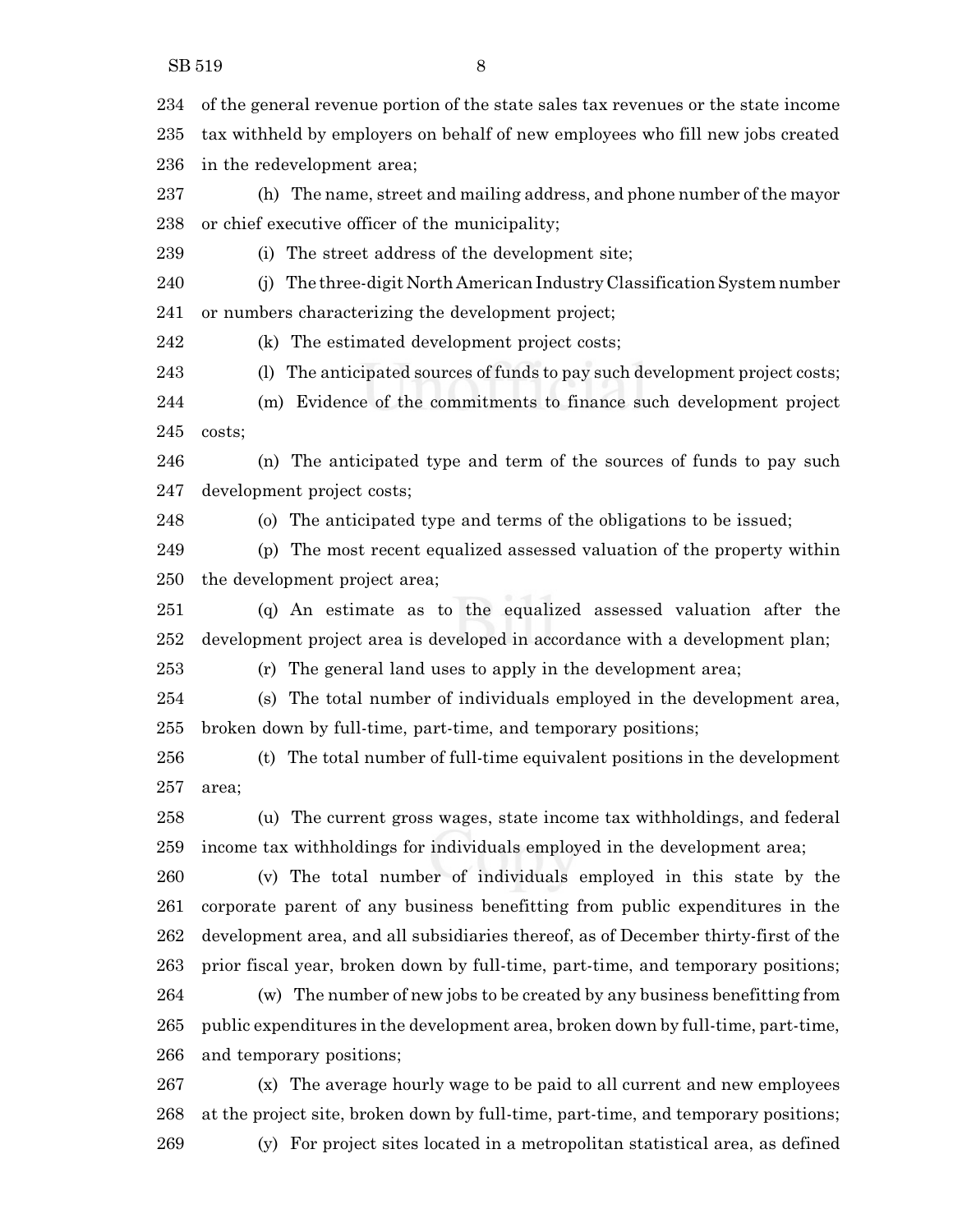of the general revenue portion of the state sales tax revenues or the state income tax withheld by employers on behalf of new employees who fill new jobs created in the redevelopment area;

(h) The name, street and mailing address, and phone number of the mayor or chief executive officer of the municipality;

(i) The street address of the development site;

(j) The three-digit North American Industry Classification System number or numbers characterizing the development project;

(k) The estimated development project costs;

(l) The anticipated sources of funds to pay such development project costs;

(m) Evidence of the commitments to finance such development project costs;

(n) The anticipated type and term of the sources of funds to pay such development project costs;

(o) The anticipated type and terms of the obligations to be issued;

(p) The most recent equalized assessed valuation of the property within the development project area;

(q) An estimate as to the equalized assessed valuation after the development project area is developed in accordance with a development plan;

(r) The general land uses to apply in the development area;

(s) The total number of individuals employed in the development area, broken down by full-time, part-time, and temporary positions;

(t) The total number of full-time equivalent positions in the development area;

(u) The current gross wages, state income tax withholdings, and federal income tax withholdings for individuals employed in the development area;

(v) The total number of individuals employed in this state by the corporate parent of any business benefitting from public expenditures in the development area, and all subsidiaries thereof, as of December thirty-first of the prior fiscal year, broken down by full-time, part-time, and temporary positions;

(w) The number of new jobs to be created by any business benefitting from public expenditures in the development area, broken down by full-time, part-time, and temporary positions;

(x) The average hourly wage to be paid to all current and new employees at the project site, broken down by full-time, part-time, and temporary positions;

(y) For project sites located in a metropolitan statistical area, as defined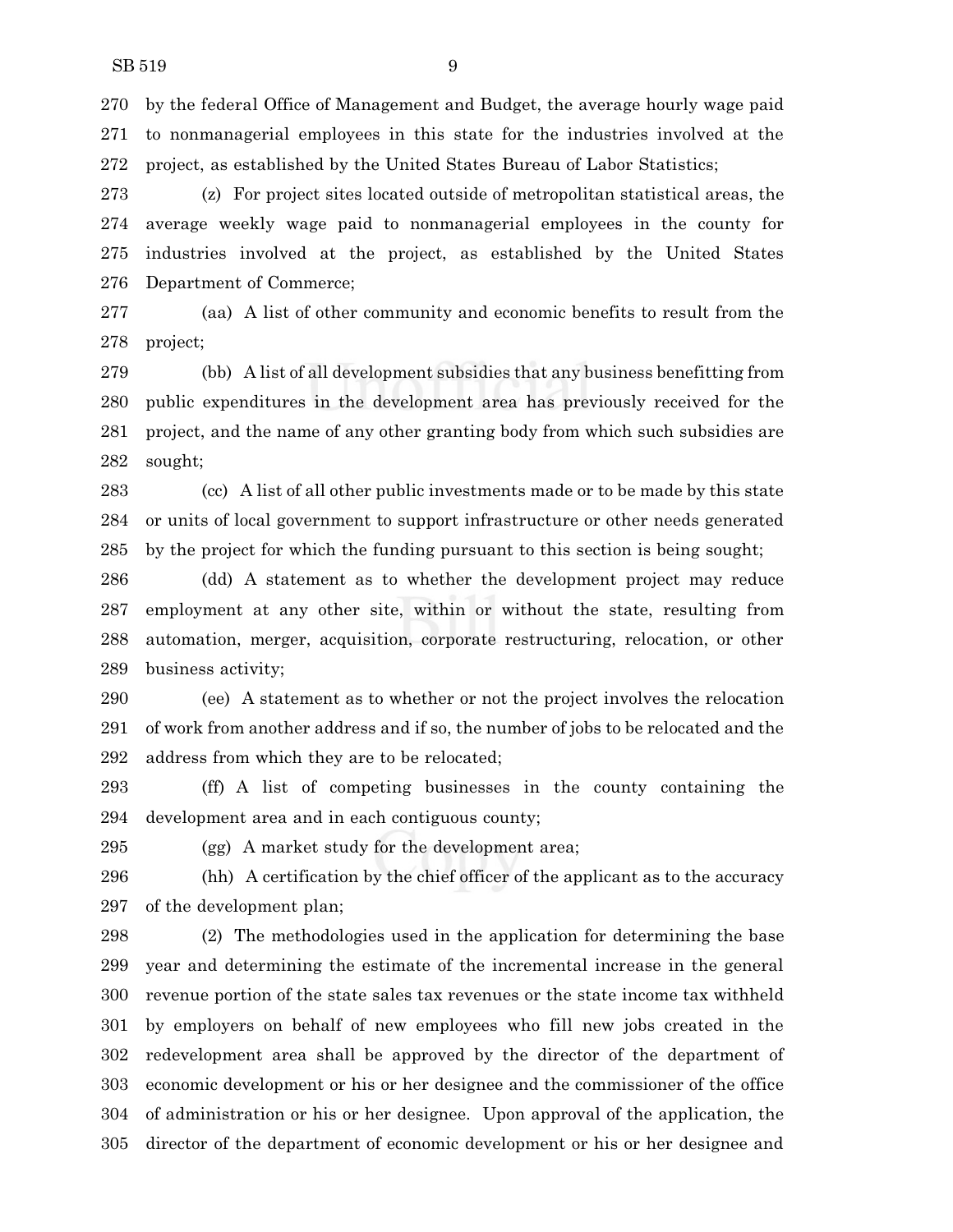by the federal Office of Management and Budget, the average hourly wage paid to nonmanagerial employees in this state for the industries involved at the project, as established by the United States Bureau of Labor Statistics;

(z) For project sites located outside of metropolitan statistical areas, the average weekly wage paid to nonmanagerial employees in the county for industries involved at the project, as established by the United States Department of Commerce;

(aa) A list of other community and economic benefits to result from the project;

(bb) A list of all development subsidies that any business benefitting from public expenditures in the development area has previously received for the project, and the name of any other granting body from which such subsidies are sought;

(cc) A list of all other public investments made or to be made by this state or units of local government to support infrastructure or other needs generated by the project for which the funding pursuant to this section is being sought;

(dd) A statement as to whether the development project may reduce employment at any other site, within or without the state, resulting from automation, merger, acquisition, corporate restructuring, relocation, or other business activity;

(ee) A statement as to whether or not the project involves the relocation of work from another address and if so, the number of jobs to be relocated and the address from which they are to be relocated;

(ff) A list of competing businesses in the county containing the development area and in each contiguous county;

(gg) A market study for the development area;

(hh) A certification by the chief officer of the applicant as to the accuracy of the development plan;

(2) The methodologies used in the application for determining the base year and determining the estimate of the incremental increase in the general revenue portion of the state sales tax revenues or the state income tax withheld by employers on behalf of new employees who fill new jobs created in the redevelopment area shall be approved by the director of the department of economic development or his or her designee and the commissioner of the office of administration or his or her designee. Upon approval of the application, the director of the department of economic development or his or her designee and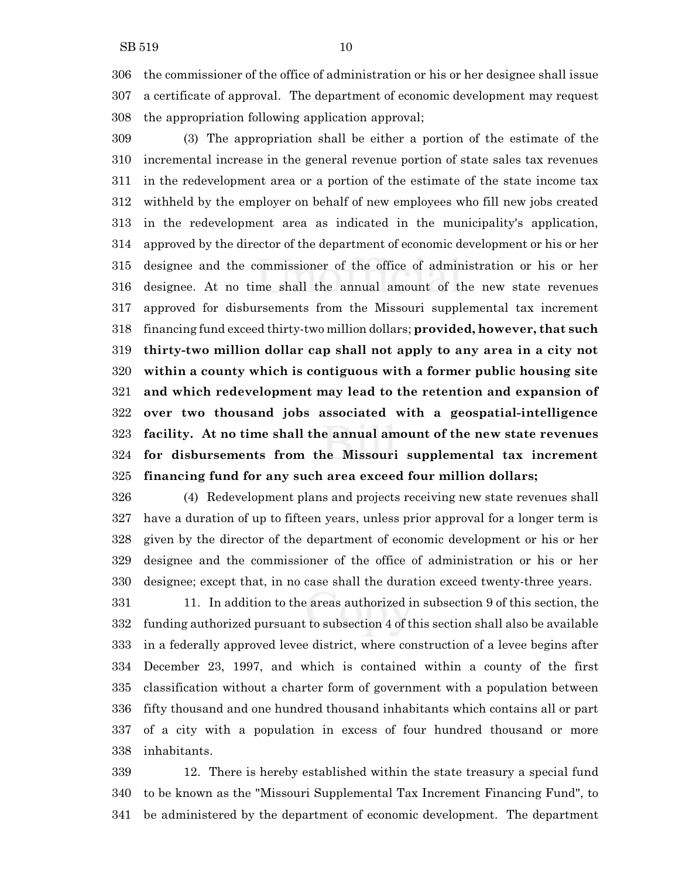the commissioner of the office of administration or his or her designee shall issue a certificate of approval. The department of economic development may request the appropriation following application approval;

(3) The appropriation shall be either a portion of the estimate of the incremental increase in the general revenue portion of state sales tax revenues in the redevelopment area or a portion of the estimate of the state income tax withheld by the employer on behalf of new employees who fill new jobs created in the redevelopment area as indicated in the municipality's application, approved by the director of the department of economic development or his or her designee and the commissioner of the office of administration or his or her designee. At no time shall the annual amount of the new state revenues approved for disbursements from the Missouri supplemental tax increment financing fund exceed thirty-two million dollars; **provided, however, that such thirty-two million dollar cap shall not apply to any area in a city not within a county which is contiguous with a former public housing site and which redevelopment may lead to the retention and expansion of over two thousand jobs associated with a geospatial-intelligence facility. At no time shall the annual amount of the new state revenues for disbursements from the Missouri supplemental tax increment financing fund for any such area exceed four million dollars;**

(4) Redevelopment plans and projects receiving new state revenues shall have a duration of up to fifteen years, unless prior approval for a longer term is given by the director of the department of economic development or his or her designee and the commissioner of the office of administration or his or her designee; except that, in no case shall the duration exceed twenty-three years.

11. In addition to the areas authorized in subsection 9 of this section, the funding authorized pursuant to subsection 4 of this section shall also be available in a federally approved levee district, where construction of a levee begins after December 23, 1997, and which is contained within a county of the first classification without a charter form of government with a population between fifty thousand and one hundred thousand inhabitants which contains all or part of a city with a population in excess of four hundred thousand or more inhabitants.

12. There is hereby established within the state treasury a special fund to be known as the "Missouri Supplemental Tax Increment Financing Fund", to be administered by the department of economic development. The department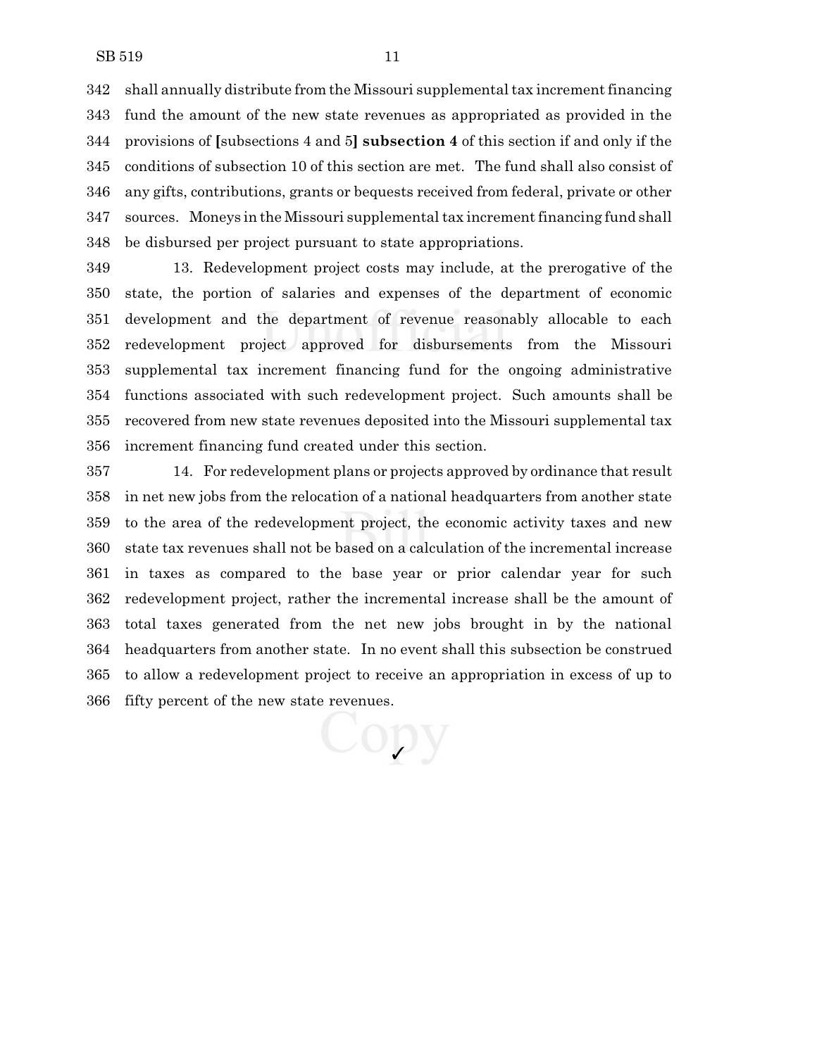shall annually distribute from the Missouri supplemental tax increment financing fund the amount of the new state revenues as appropriated as provided in the provisions of [subsections 4 and 5] **subsection 4** of this section if and only if the conditions of subsection 10 of this section are met. The fund shall also consist of any gifts, contributions, grants or bequests received from federal, private or other sources. Moneys in the Missouri supplemental tax increment financing fund shall be disbursed per project pursuant to state appropriations.

13. Redevelopment project costs may include, at the prerogative of the state, the portion of salaries and expenses of the department of economic development and the department of revenue reasonably allocable to each redevelopment project approved for disbursements from the Missouri supplemental tax increment financing fund for the ongoing administrative functions associated with such redevelopment project. Such amounts shall be recovered from new state revenues deposited into the Missouri supplemental tax increment financing fund created under this section.

14. For redevelopment plans or projects approved by ordinance that result in net new jobs from the relocation of a national headquarters from another state to the area of the redevelopment project, the economic activity taxes and new state tax revenues shall not be based on a calculation of the incremental increase in taxes as compared to the base year or prior calendar year for such redevelopment project, rather the incremental increase shall be the amount of total taxes generated from the net new jobs brought in by the national headquarters from another state. In no event shall this subsection be construed to allow a redevelopment project to receive an appropriation in excess of up to fifty percent of the new state revenues.

✓